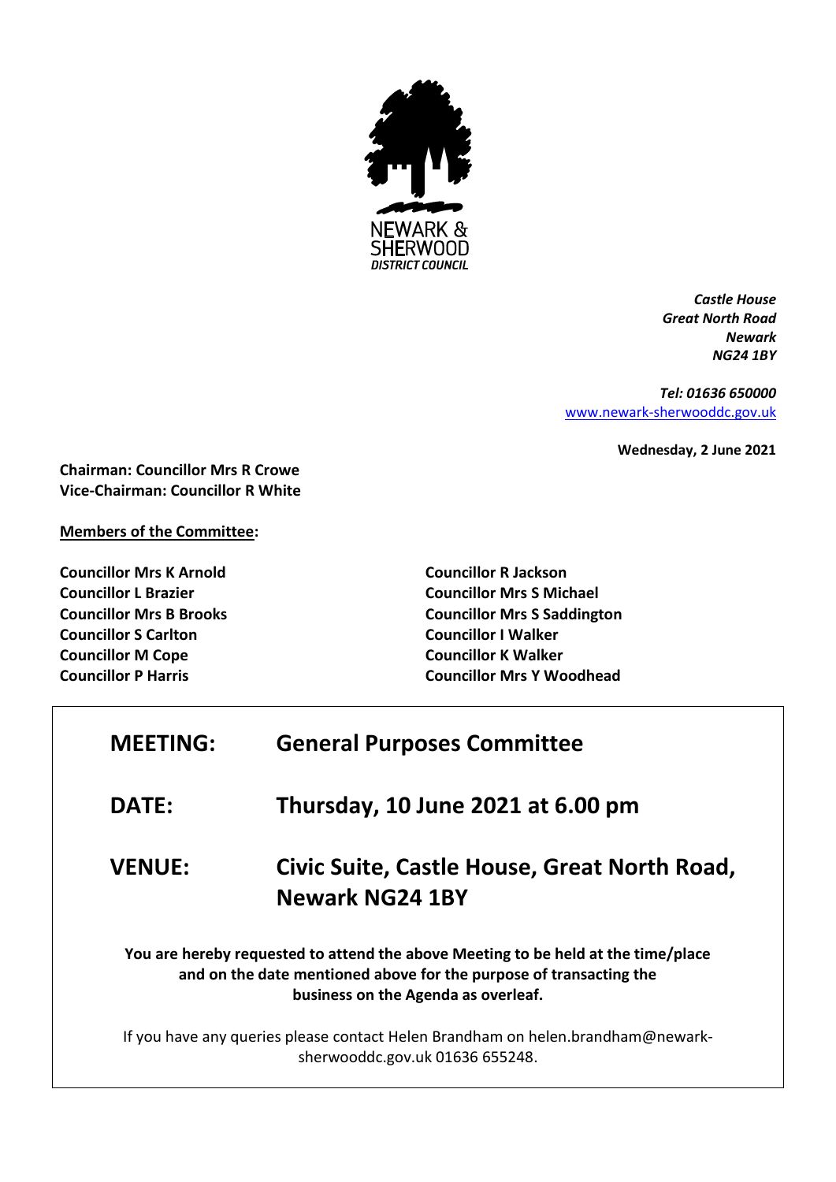NEWARK & SHERWOOD
*DISTRICT COUNCIL*

***Castle House***
***Great North Road***
***Newark***
***NG24 1BY***

***Tel: 01636 650000***
www.newark-sherwooddc.gov.uk

**Wednesday, 2 June 2021**

**Chairman: Councillor Mrs R Crowe**
**Vice-Chairman: Councillor R White**

**Members of the Committee:**

**Councillor Mrs K Arnold**
**Councillor L Brazier**
**Councillor Mrs B Brooks**
**Councillor S Carlton**
**Councillor M Cope**
**Councillor P Harris**
**Councillor R Jackson**
**Councillor Mrs S Michael**
**Councillor Mrs S Saddington**
**Councillor I Walker**
**Councillor K Walker**
**Councillor Mrs Y Woodhead**

| | |
|---|---|
| **MEETING:** | **General Purposes Committee** |
| **DATE:** | **Thursday, 10 June 2021 at 6.00 pm** |
| **VENUE:** | **Civic Suite, Castle House, Great North Road, Newark NG24 1BY** |

**You are hereby requested to attend the above Meeting to be held at the time/place and on the date mentioned above for the purpose of transacting the business on the Agenda as overleaf.**

If you have any queries please contact Helen Brandham on helen.brandham@newark-sherwooddc.gov.uk 01636 655248.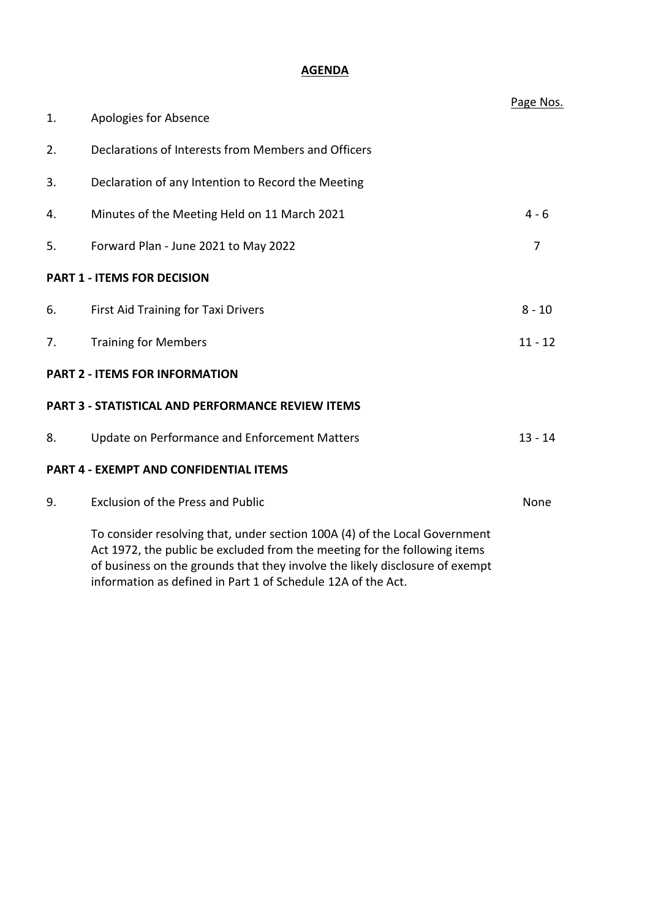**AGENDA**

| | | Page Nos. |
|---|---|---|
| 1. | Apologies for Absence | |
| 2. | Declarations of Interests from Members and Officers | |
| 3. | Declaration of any Intention to Record the Meeting | |
| 4. | Minutes of the Meeting Held on 11 March 2021 | 4 - 6 |
| 5. | Forward Plan - June 2021 to May 2022 | 7 |
| **PART 1 - ITEMS FOR DECISION** | | |
| 6. | First Aid Training for Taxi Drivers | 8 - 10 |
| 7. | Training for Members | 11 - 12 |
| **PART 2 - ITEMS FOR INFORMATION** | | |
| **PART 3 - STATISTICAL AND PERFORMANCE REVIEW ITEMS** | | |
| 8. | Update on Performance and Enforcement Matters | 13 - 14 |
| **PART 4 - EXEMPT AND CONFIDENTIAL ITEMS** | | |
| 9. | Exclusion of the Press and Public | None |

To consider resolving that, under section 100A (4) of the Local Government Act 1972, the public be excluded from the meeting for the following items of business on the grounds that they involve the likely disclosure of exempt information as defined in Part 1 of Schedule 12A of the Act.